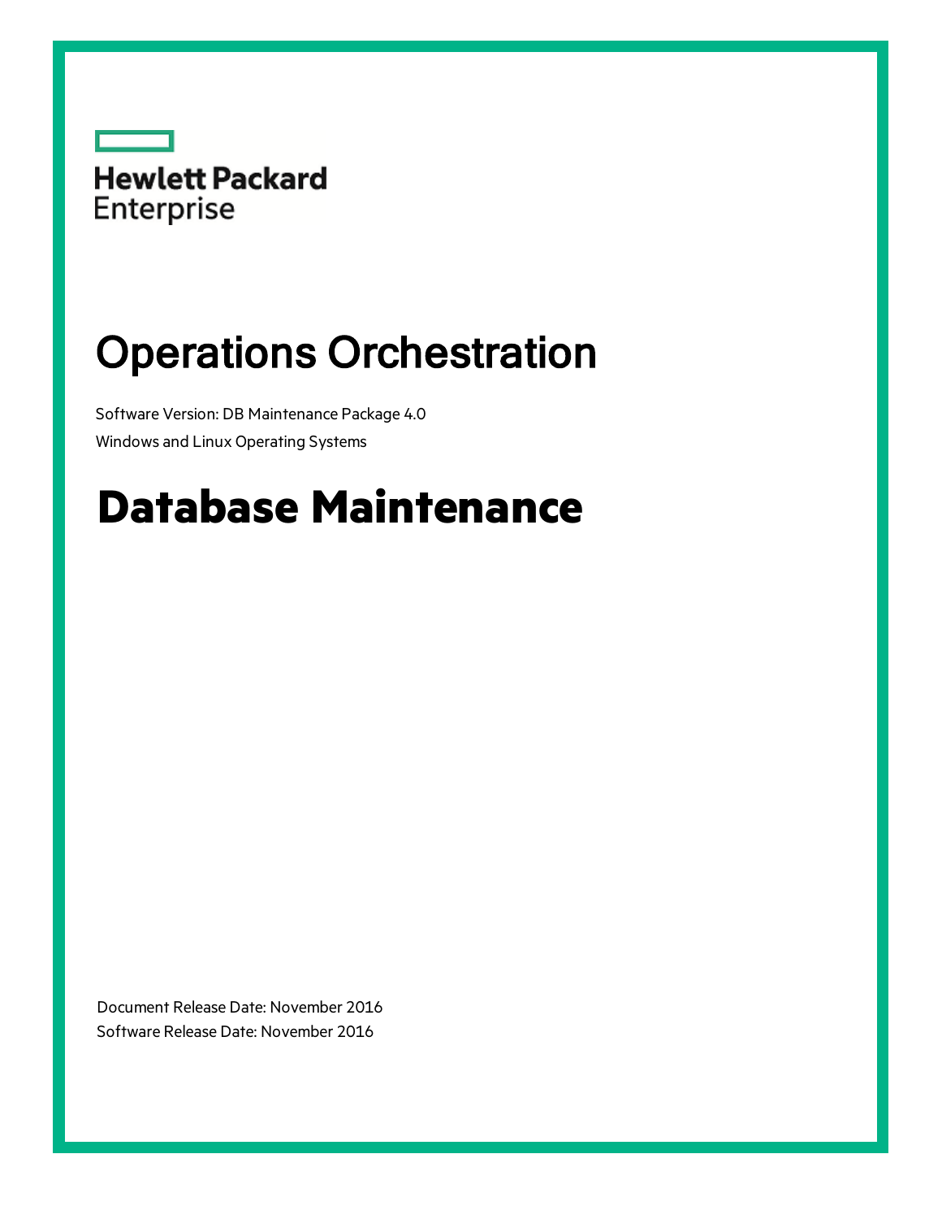Hewlett Packard Enterprise

# Operations Orchestration

Software Version: DB Maintenance Package 4.0

Windows and Linux Operating Systems

# Database Maintenance

Document Release Date: November 2016

Software Release Date: November 2016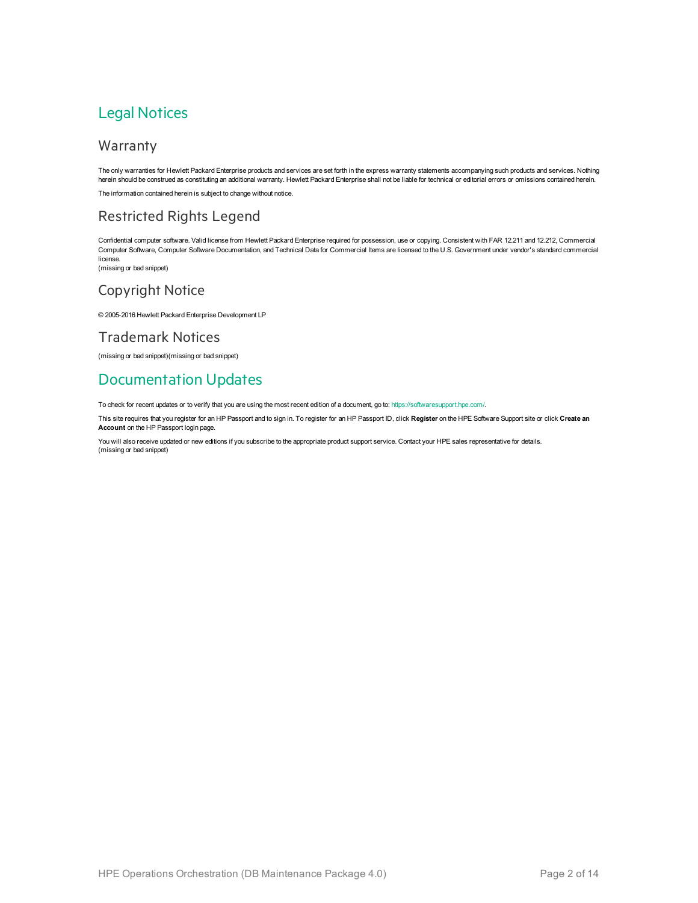# Legal Notices

## Warranty

The only warranties for Hewlett Packard Enterprise products and services are set forth in the express warranty statements accompanying such products and services. Nothing herein should be construed as constituting an additional warranty. Hewlett Packard Enterprise shall not be liable for technical or editorial errors or omissions contained herein.

The information contained herein is subject to change without notice.

## Restricted Rights Legend

Confidential computer software. Valid license from Hewlett Packard Enterprise required for possession, use or copying. Consistent with FAR 12.211 and 12.212, Commercial Computer Software, Computer Software Documentation, and Technical Data for Commercial Items are licensed to the U.S. Government under vendor's standard commercial license.
(missing or bad snippet)

## Copyright Notice

© 2005-2016 Hewlett Packard Enterprise Development LP

## Trademark Notices

(missing or bad snippet)(missing or bad snippet)

# Documentation Updates

To check for recent updates or to verify that you are using the most recent edition of a document, go to: https://softwaresupport.hpe.com/.

This site requires that you register for an HP Passport and to sign in. To register for an HP Passport ID, click **Register** on the HPE Software Support site or click **Create an Account** on the HP Passport login page.

You will also receive updated or new editions if you subscribe to the appropriate product support service. Contact your HPE sales representative for details.
(missing or bad snippet)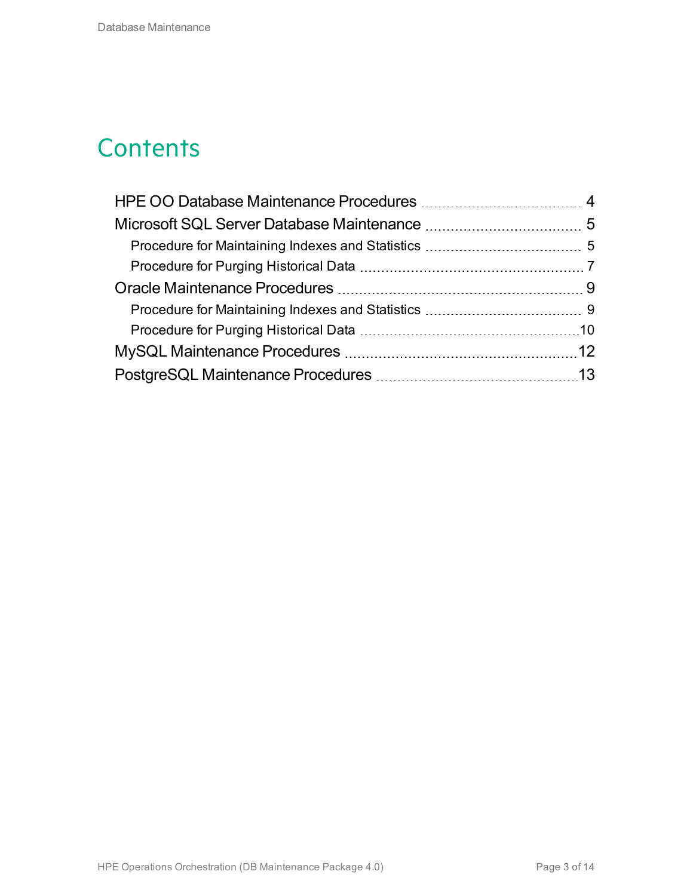# Contents

- HPE OO Database Maintenance Procedures ..... 4
- Microsoft SQL Server Database Maintenance ..... 5
  - Procedure for Maintaining Indexes and Statistics ..... 5
  - Procedure for Purging Historical Data ..... 7
- Oracle Maintenance Procedures ..... 9
  - Procedure for Maintaining Indexes and Statistics ..... 9
  - Procedure for Purging Historical Data ..... 10
- MySQL Maintenance Procedures ..... 12
- PostgreSQL Maintenance Procedures ..... 13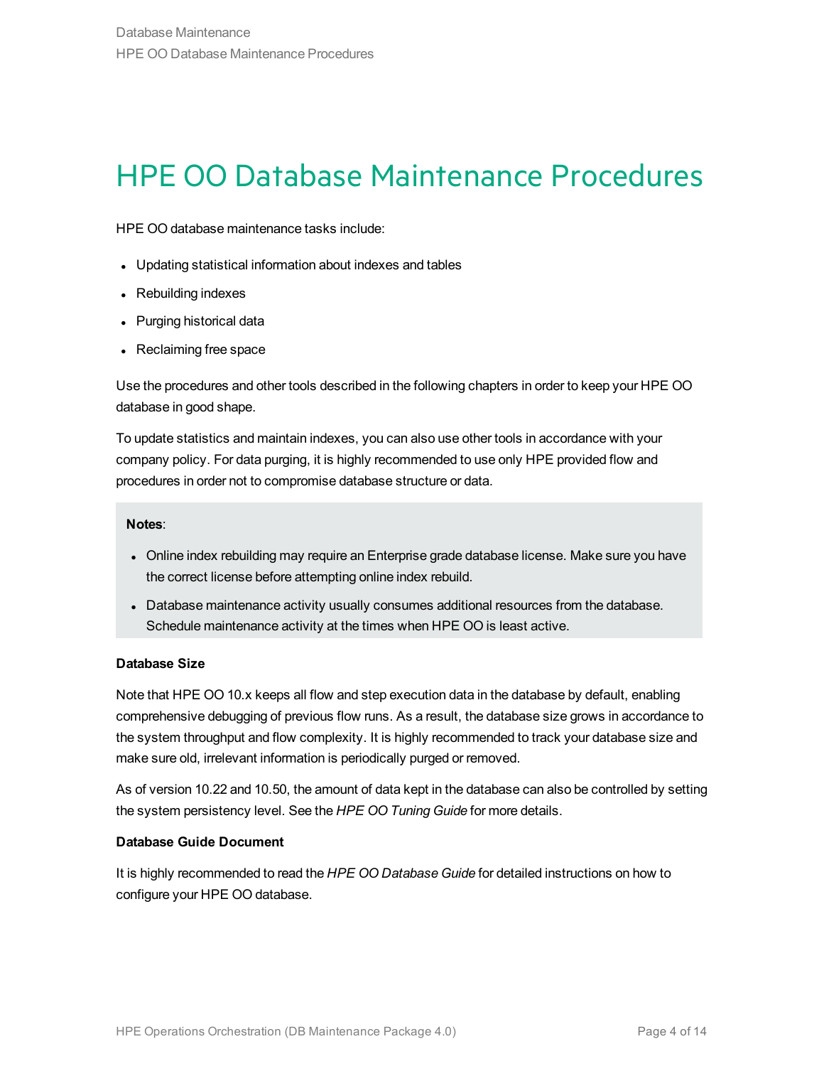# HPE OO Database Maintenance Procedures

HPE OO database maintenance tasks include:

- Updating statistical information about indexes and tables
- Rebuilding indexes
- Purging historical data
- Reclaiming free space

Use the procedures and other tools described in the following chapters in order to keep your HPE OO database in good shape.

To update statistics and maintain indexes, you can also use other tools in accordance with your company policy. For data purging, it is highly recommended to use only HPE provided flow and procedures in order not to compromise database structure or data.

> **Notes**:
>
> - Online index rebuilding may require an Enterprise grade database license. Make sure you have the correct license before attempting online index rebuild.
> - Database maintenance activity usually consumes additional resources from the database. Schedule maintenance activity at the times when HPE OO is least active.

**Database Size**

Note that HPE OO 10.x keeps all flow and step execution data in the database by default, enabling comprehensive debugging of previous flow runs. As a result, the database size grows in accordance to the system throughput and flow complexity. It is highly recommended to track your database size and make sure old, irrelevant information is periodically purged or removed.

As of version 10.22 and 10.50, the amount of data kept in the database can also be controlled by setting the system persistency level. See the *HPE OO Tuning Guide* for more details.

**Database Guide Document**

It is highly recommended to read the *HPE OO Database Guide* for detailed instructions on how to configure your HPE OO database.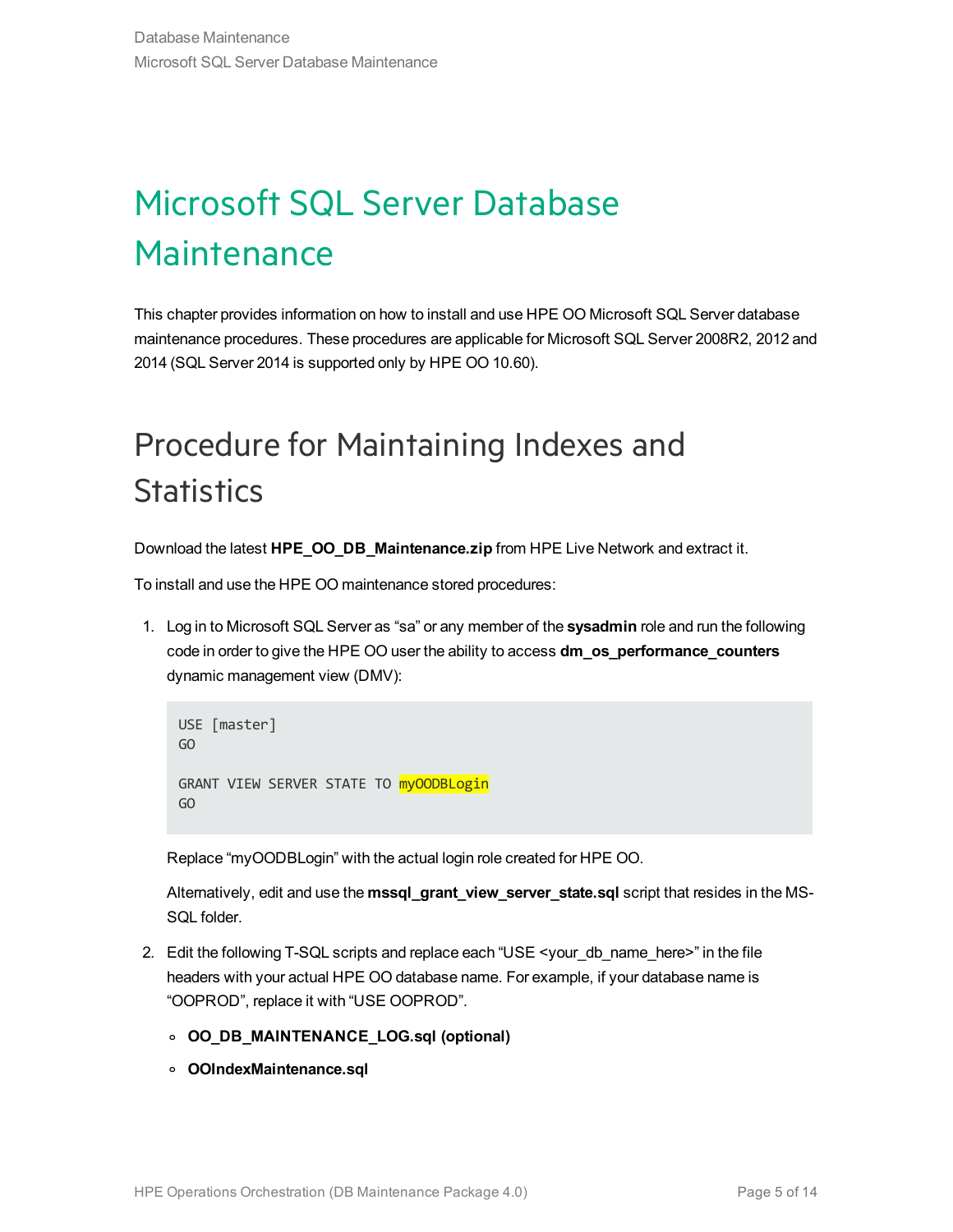# Microsoft SQL Server Database Maintenance

This chapter provides information on how to install and use HPE OO Microsoft SQL Server database maintenance procedures. These procedures are applicable for Microsoft SQL Server 2008R2, 2012 and 2014 (SQL Server 2014 is supported only by HPE OO 10.60).

## Procedure for Maintaining Indexes and Statistics

Download the latest **HPE_OO_DB_Maintenance.zip** from HPE Live Network and extract it.

To install and use the HPE OO maintenance stored procedures:

1. Log in to Microsoft SQL Server as "sa" or any member of the **sysadmin** role and run the following code in order to give the HPE OO user the ability to access **dm_os_performance_counters** dynamic management view (DMV):

   ```
   USE [master]
   GO

   GRANT VIEW SERVER STATE TO myOODBLogin
   GO
   ```

   Replace "myOODBLogin" with the actual login role created for HPE OO.

   Alternatively, edit and use the **mssql_grant_view_server_state.sql** script that resides in the MS-SQL folder.

2. Edit the following T-SQL scripts and replace each "USE <your_db_name_here>" in the file headers with your actual HPE OO database name. For example, if your database name is "OOPROD", replace it with "USE OOPROD".

   - **OO_DB_MAINTENANCE_LOG.sql (optional)**
   - **OOIndexMaintenance.sql**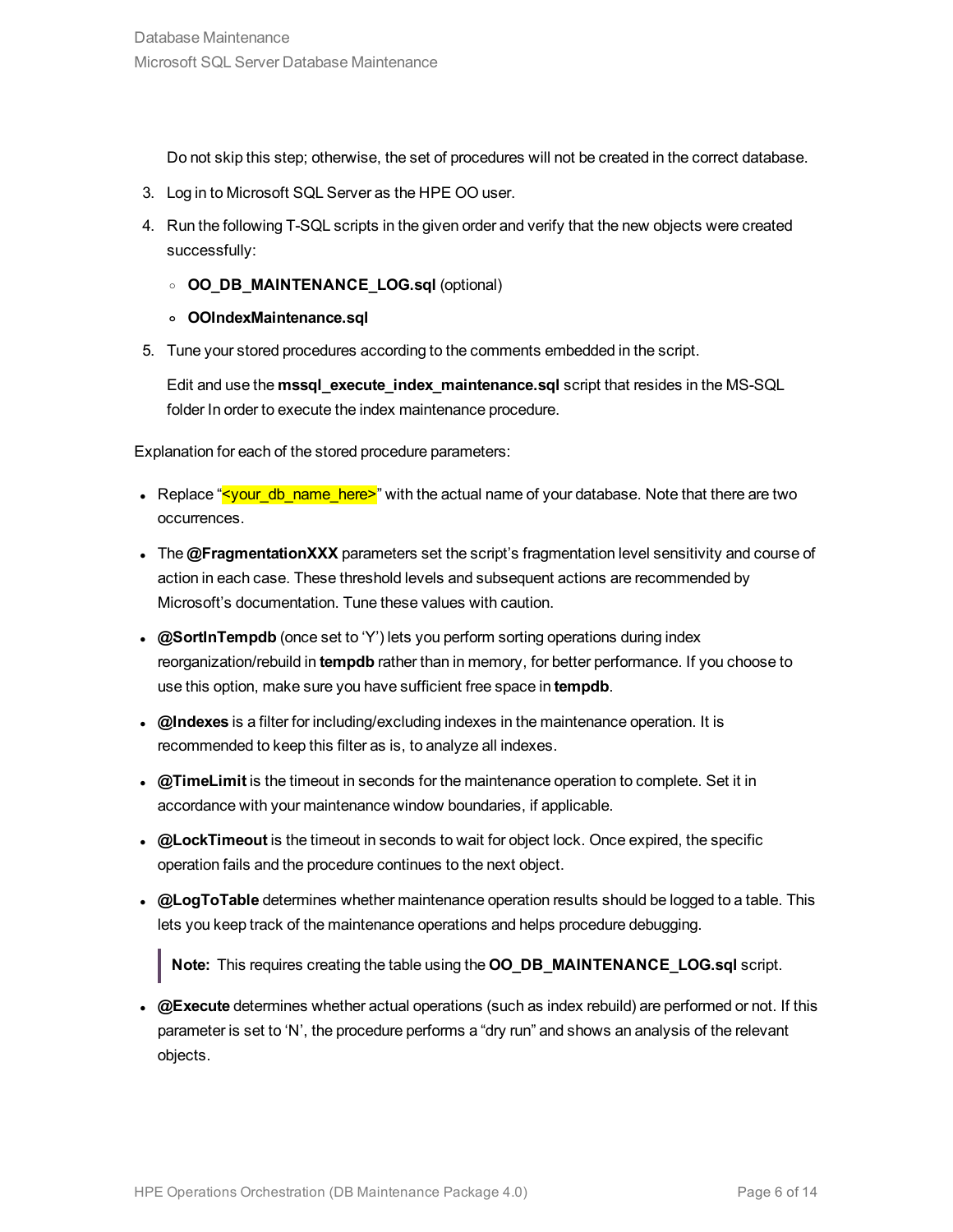Do not skip this step; otherwise, the set of procedures will not be created in the correct database.

3. Log in to Microsoft SQL Server as the HPE OO user.
4. Run the following T-SQL scripts in the given order and verify that the new objects were created successfully:
   - **OO_DB_MAINTENANCE_LOG.sql** (optional)
   - **OOIndexMaintenance.sql**
5. Tune your stored procedures according to the comments embedded in the script.

   Edit and use the **mssql_execute_index_maintenance.sql** script that resides in the MS-SQL folder In order to execute the index maintenance procedure.

Explanation for each of the stored procedure parameters:

- Replace "<your_db_name_here>" with the actual name of your database. Note that there are two occurrences.
- The **@FragmentationXXX** parameters set the script's fragmentation level sensitivity and course of action in each case. These threshold levels and subsequent actions are recommended by Microsoft's documentation. Tune these values with caution.
- **@SortInTempdb** (once set to 'Y') lets you perform sorting operations during index reorganization/rebuild in **tempdb** rather than in memory, for better performance. If you choose to use this option, make sure you have sufficient free space in **tempdb**.
- **@Indexes** is a filter for including/excluding indexes in the maintenance operation. It is recommended to keep this filter as is, to analyze all indexes.
- **@TimeLimit** is the timeout in seconds for the maintenance operation to complete. Set it in accordance with your maintenance window boundaries, if applicable.
- **@LockTimeout** is the timeout in seconds to wait for object lock. Once expired, the specific operation fails and the procedure continues to the next object.
- **@LogToTable** determines whether maintenance operation results should be logged to a table. This lets you keep track of the maintenance operations and helps procedure debugging.

  > **Note:** This requires creating the table using the **OO_DB_MAINTENANCE_LOG.sql** script.

- **@Execute** determines whether actual operations (such as index rebuild) are performed or not. If this parameter is set to 'N', the procedure performs a "dry run" and shows an analysis of the relevant objects.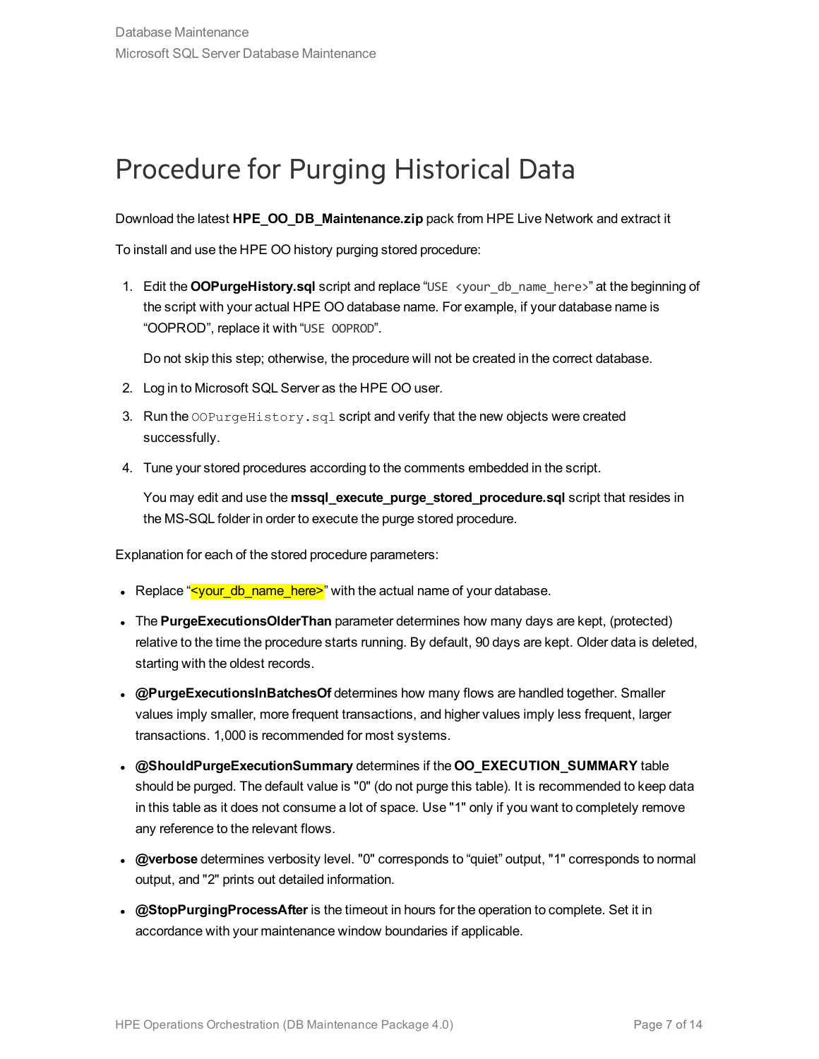# Procedure for Purging Historical Data

Download the latest **HPE_OO_DB_Maintenance.zip** pack from HPE Live Network and extract it

To install and use the HPE OO history purging stored procedure:

1. Edit the **OOPurgeHistory.sql** script and replace "`USE <your_db_name_here>`" at the beginning of the script with your actual HPE OO database name. For example, if your database name is "OOPROD", replace it with "`USE OOPROD`".

   Do not skip this step; otherwise, the procedure will not be created in the correct database.

2. Log in to Microsoft SQL Server as the HPE OO user.
3. Run the `OOPurgeHistory.sql` script and verify that the new objects were created successfully.
4. Tune your stored procedures according to the comments embedded in the script.

   You may edit and use the **mssql_execute_purge_stored_procedure.sql** script that resides in the MS-SQL folder in order to execute the purge stored procedure.

Explanation for each of the stored procedure parameters:

- Replace "<your_db_name_here>" with the actual name of your database.
- The **PurgeExecutionsOlderThan** parameter determines how many days are kept, (protected) relative to the time the procedure starts running. By default, 90 days are kept. Older data is deleted, starting with the oldest records.
- **@PurgeExecutionsInBatchesOf** determines how many flows are handled together. Smaller values imply smaller, more frequent transactions, and higher values imply less frequent, larger transactions. 1,000 is recommended for most systems.
- **@ShouldPurgeExecutionSummary** determines if the **OO_EXECUTION_SUMMARY** table should be purged. The default value is "0" (do not purge this table). It is recommended to keep data in this table as it does not consume a lot of space. Use "1" only if you want to completely remove any reference to the relevant flows.
- **@verbose** determines verbosity level. "0" corresponds to "quiet" output, "1" corresponds to normal output, and "2" prints out detailed information.
- **@StopPurgingProcessAfter** is the timeout in hours for the operation to complete. Set it in accordance with your maintenance window boundaries if applicable.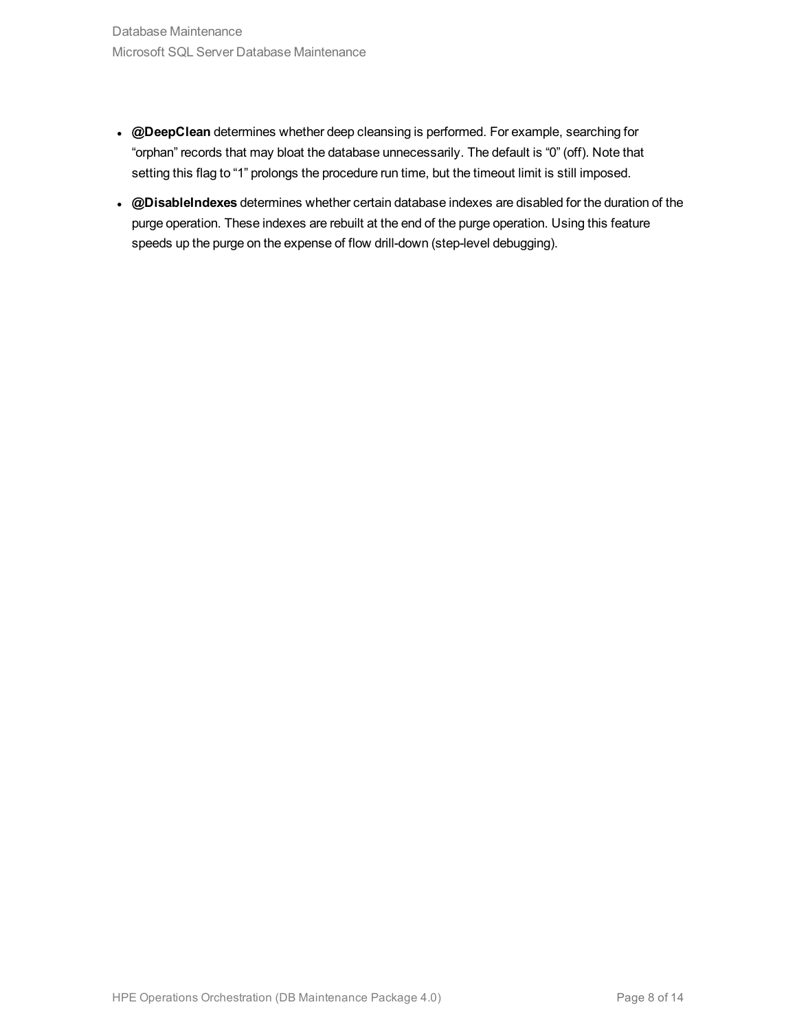- **@DeepClean** determines whether deep cleansing is performed. For example, searching for “orphan” records that may bloat the database unnecessarily. The default is “0” (off). Note that setting this flag to “1” prolongs the procedure run time, but the timeout limit is still imposed.
- **@DisableIndexes** determines whether certain database indexes are disabled for the duration of the purge operation. These indexes are rebuilt at the end of the purge operation. Using this feature speeds up the purge on the expense of flow drill-down (step-level debugging).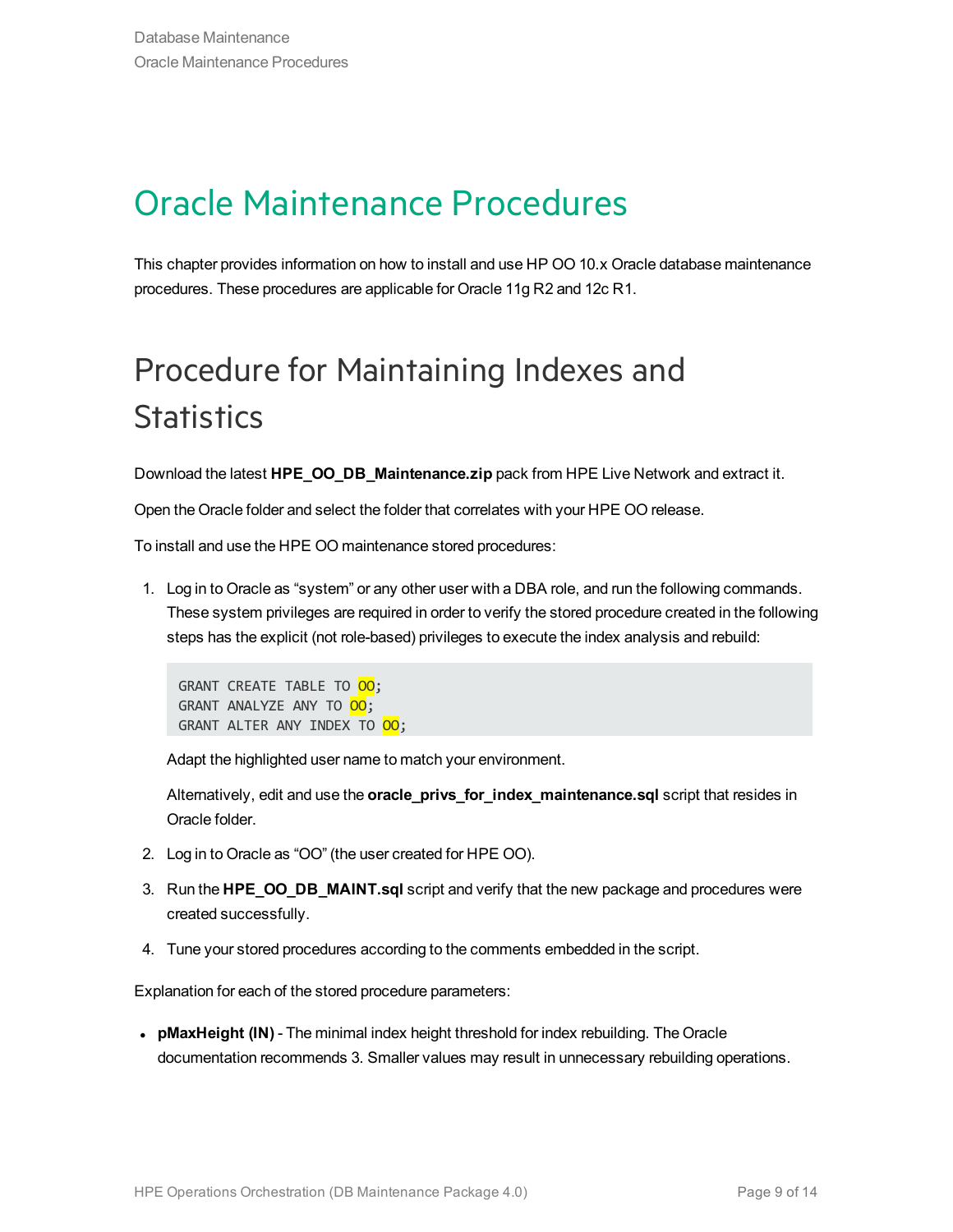# Oracle Maintenance Procedures

This chapter provides information on how to install and use HP OO 10.x Oracle database maintenance procedures. These procedures are applicable for Oracle 11g R2 and 12c R1.

## Procedure for Maintaining Indexes and Statistics

Download the latest **HPE_OO_DB_Maintenance.zip** pack from HPE Live Network and extract it.

Open the Oracle folder and select the folder that correlates with your HPE OO release.

To install and use the HPE OO maintenance stored procedures:

1. Log in to Oracle as "system" or any other user with a DBA role, and run the following commands. These system privileges are required in order to verify the stored procedure created in the following steps has the explicit (not role-based) privileges to execute the index analysis and rebuild:

   ```
   GRANT CREATE TABLE TO OO;
   GRANT ANALYZE ANY TO OO;
   GRANT ALTER ANY INDEX TO OO;
   ```

   Adapt the highlighted user name to match your environment.

   Alternatively, edit and use the **oracle_privs_for_index_maintenance.sql** script that resides in Oracle folder.

2. Log in to Oracle as "OO" (the user created for HPE OO).

3. Run the **HPE_OO_DB_MAINT.sql** script and verify that the new package and procedures were created successfully.

4. Tune your stored procedures according to the comments embedded in the script.

Explanation for each of the stored procedure parameters:

- **pMaxHeight (IN)** - The minimal index height threshold for index rebuilding. The Oracle documentation recommends 3. Smaller values may result in unnecessary rebuilding operations.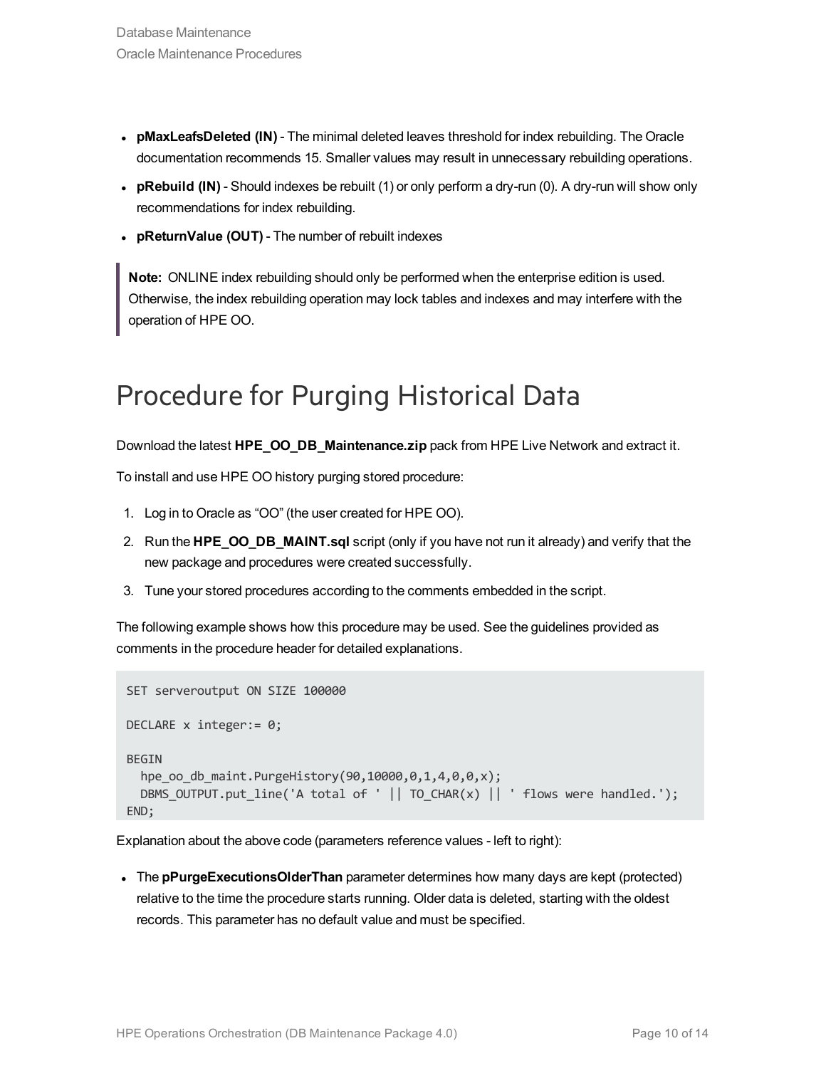- **pMaxLeafsDeleted (IN)** - The minimal deleted leaves threshold for index rebuilding. The Oracle documentation recommends 15. Smaller values may result in unnecessary rebuilding operations.
- **pRebuild (IN)** - Should indexes be rebuilt (1) or only perform a dry-run (0). A dry-run will show only recommendations for index rebuilding.
- **pReturnValue (OUT)** - The number of rebuilt indexes

> **Note:** ONLINE index rebuilding should only be performed when the enterprise edition is used. Otherwise, the index rebuilding operation may lock tables and indexes and may interfere with the operation of HPE OO.

# Procedure for Purging Historical Data

Download the latest **HPE_OO_DB_Maintenance.zip** pack from HPE Live Network and extract it.

To install and use HPE OO history purging stored procedure:

1. Log in to Oracle as "OO" (the user created for HPE OO).
2. Run the **HPE_OO_DB_MAINT.sql** script (only if you have not run it already) and verify that the new package and procedures were created successfully.
3. Tune your stored procedures according to the comments embedded in the script.

The following example shows how this procedure may be used. See the guidelines provided as comments in the procedure header for detailed explanations.

```
SET serveroutput ON SIZE 100000

DECLARE x integer:= 0;

BEGIN
  hpe_oo_db_maint.PurgeHistory(90,10000,0,1,4,0,0,x);
  DBMS_OUTPUT.put_line('A total of ' || TO_CHAR(x) || ' flows were handled.');
END;
```

Explanation about the above code (parameters reference values - left to right):

- The **pPurgeExecutionsOlderThan** parameter determines how many days are kept (protected) relative to the time the procedure starts running. Older data is deleted, starting with the oldest records. This parameter has no default value and must be specified.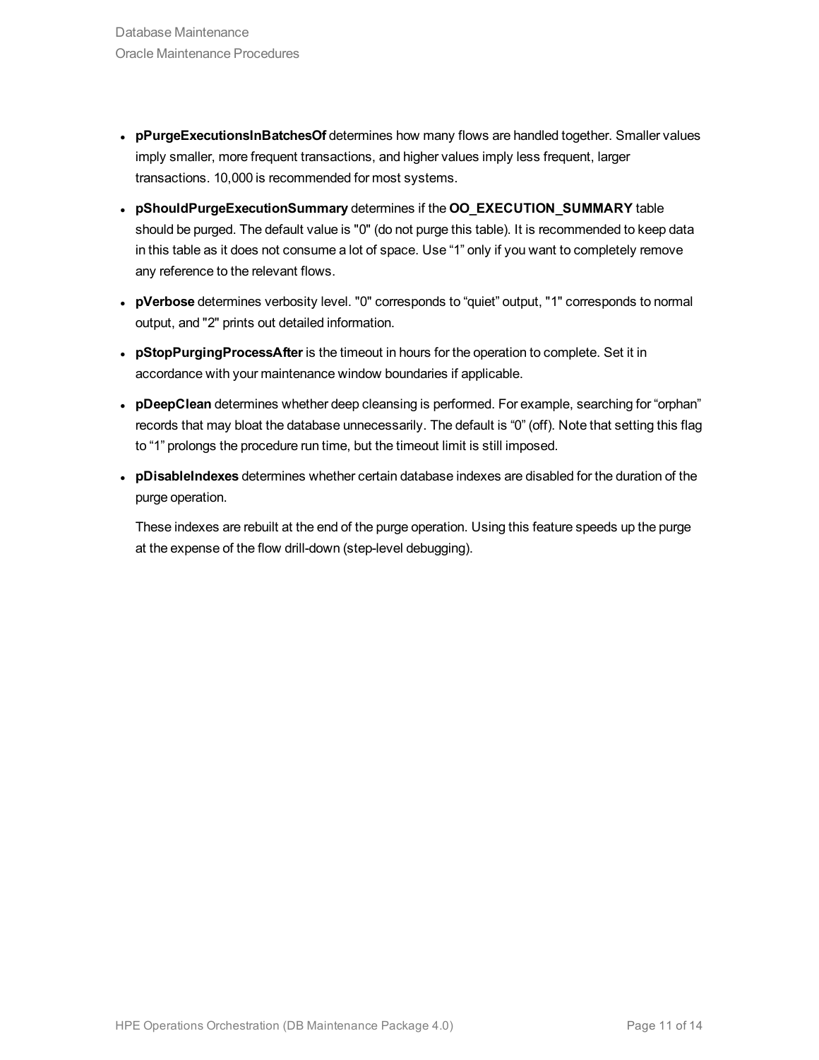- **pPurgeExecutionsInBatchesOf** determines how many flows are handled together. Smaller values imply smaller, more frequent transactions, and higher values imply less frequent, larger transactions. 10,000 is recommended for most systems.
- **pShouldPurgeExecutionSummary** determines if the **OO_EXECUTION_SUMMARY** table should be purged. The default value is "0" (do not purge this table). It is recommended to keep data in this table as it does not consume a lot of space. Use “1” only if you want to completely remove any reference to the relevant flows.
- **pVerbose** determines verbosity level. "0" corresponds to “quiet” output, "1" corresponds to normal output, and "2" prints out detailed information.
- **pStopPurgingProcessAfter** is the timeout in hours for the operation to complete. Set it in accordance with your maintenance window boundaries if applicable.
- **pDeepClean** determines whether deep cleansing is performed. For example, searching for “orphan” records that may bloat the database unnecessarily. The default is “0” (off). Note that setting this flag to “1” prolongs the procedure run time, but the timeout limit is still imposed.
- **pDisableIndexes** determines whether certain database indexes are disabled for the duration of the purge operation.

  These indexes are rebuilt at the end of the purge operation. Using this feature speeds up the purge at the expense of the flow drill-down (step-level debugging).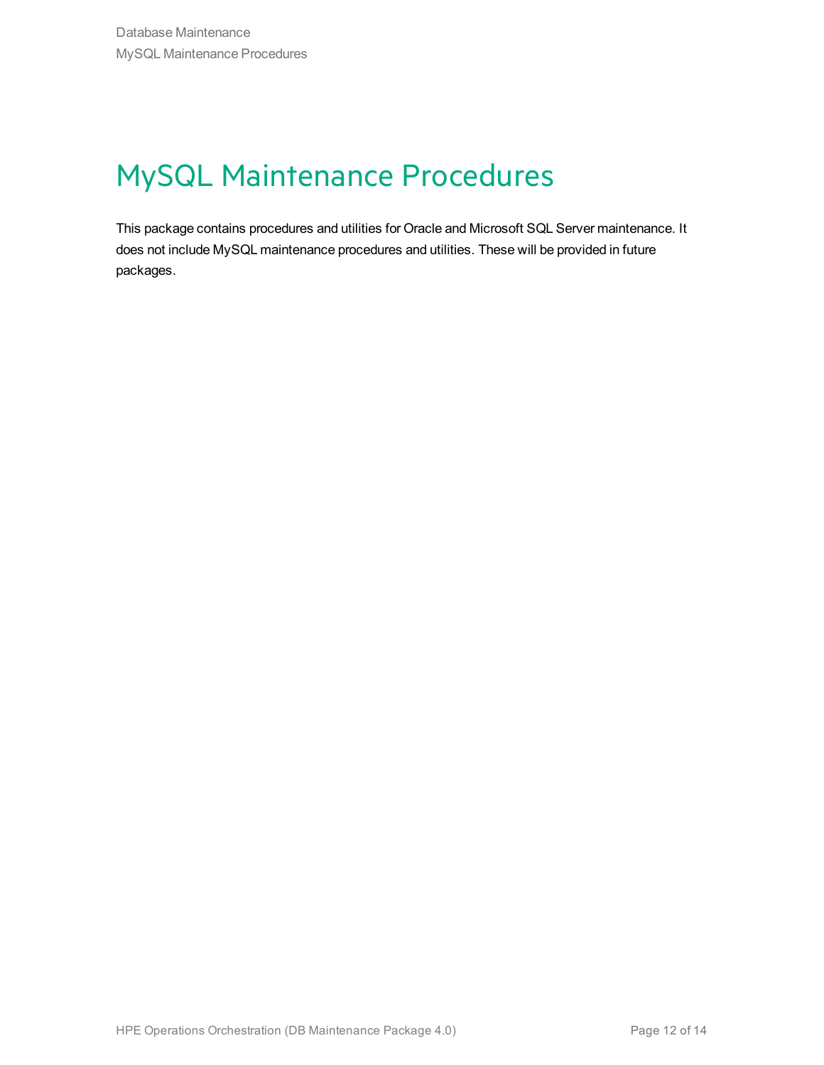# MySQL Maintenance Procedures

This package contains procedures and utilities for Oracle and Microsoft SQL Server maintenance. It does not include MySQL maintenance procedures and utilities. These will be provided in future packages.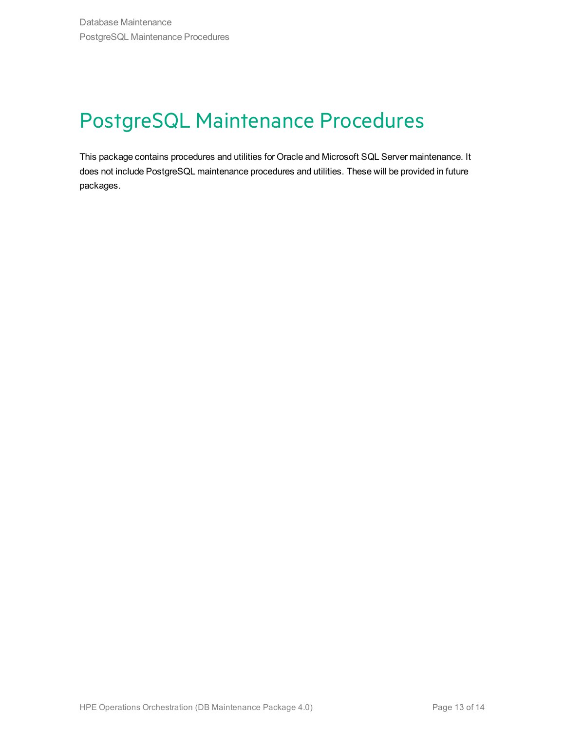# PostgreSQL Maintenance Procedures

This package contains procedures and utilities for Oracle and Microsoft SQL Server maintenance. It does not include PostgreSQL maintenance procedures and utilities. These will be provided in future packages.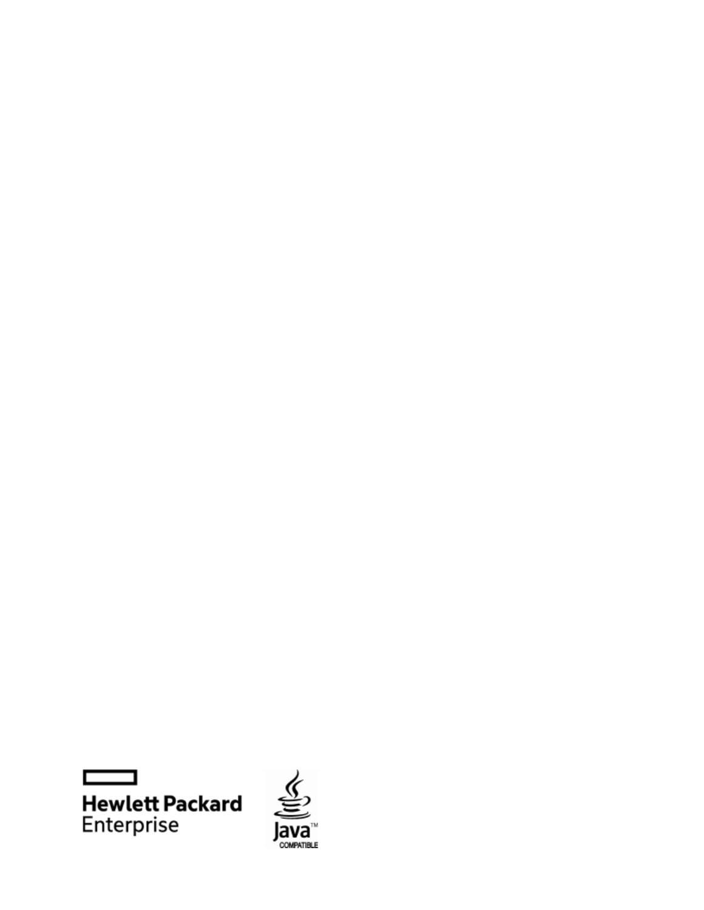Hewlett Packard
Enterprise

Java™
COMPATIBLE